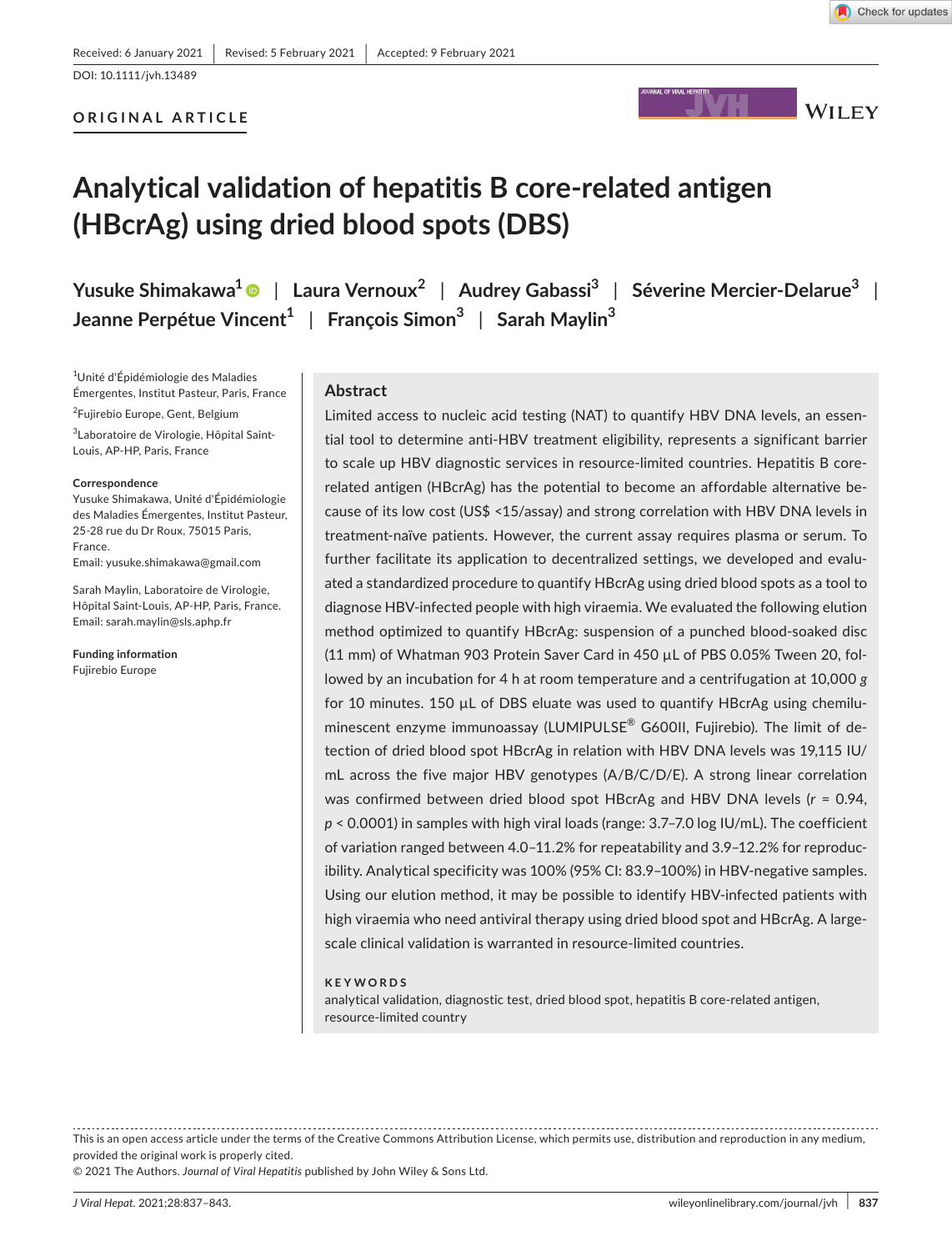Received: 6 January 2021 | Revised: 5 February 2021 | Accepted: 9 February 2021

DOI: 10.1111/jvh.13489

**ORIGINAL ARTICLE**

# Analytical validation of hepatitis B core-related antigen (HBcrAg) using dried blood spots (DBS)

Yusuke Shimakawa[1] | Laura Vernoux[2] | Audrey Gabassi[3] | Séverine Mercier-Delarue[3] | Jeanne Perpétue Vincent[1] | François Simon[3] | Sarah Maylin[3]

[1]Unité d'Épidémiologie des Maladies Émergentes, Institut Pasteur, Paris, France

[2]Fujirebio Europe, Gent, Belgium

[3]Laboratoire de Virologie, Hôpital Saint-Louis, AP-HP, Paris, France

**Correspondence**

Yusuke Shimakawa, Unité d'Épidémiologie des Maladies Émergentes, Institut Pasteur, 25-28 rue du Dr Roux, 75015 Paris, France.
Email: yusuke.shimakawa@gmail.com

Sarah Maylin, Laboratoire de Virologie, Hôpital Saint-Louis, AP-HP, Paris, France.
Email: sarah.maylin@sls.aphp.fr

**Funding information**

Fujirebio Europe

## Abstract

Limited access to nucleic acid testing (NAT) to quantify HBV DNA levels, an essential tool to determine anti-HBV treatment eligibility, represents a significant barrier to scale up HBV diagnostic services in resource-limited countries. Hepatitis B core-related antigen (HBcrAg) has the potential to become an affordable alternative because of its low cost (US$ <15/assay) and strong correlation with HBV DNA levels in treatment-naïve patients. However, the current assay requires plasma or serum. To further facilitate its application to decentralized settings, we developed and evaluated a standardized procedure to quantify HBcrAg using dried blood spots as a tool to diagnose HBV-infected people with high viraemia. We evaluated the following elution method optimized to quantify HBcrAg: suspension of a punched blood-soaked disc (11 mm) of Whatman 903 Protein Saver Card in 450 µL of PBS 0.05% Tween 20, followed by an incubation for 4 h at room temperature and a centrifugation at 10,000 *g* for 10 minutes. 150 µL of DBS eluate was used to quantify HBcrAg using chemiluminescent enzyme immunoassay (LUMIPULSE® G600II, Fujirebio). The limit of detection of dried blood spot HBcrAg in relation with HBV DNA levels was 19,115 IU/mL across the five major HBV genotypes (A/B/C/D/E). A strong linear correlation was confirmed between dried blood spot HBcrAg and HBV DNA levels ($r$ = 0.94, $p$ < 0.0001) in samples with high viral loads (range: 3.7–7.0 log IU/mL). The coefficient of variation ranged between 4.0–11.2% for repeatability and 3.9–12.2% for reproducibility. Analytical specificity was 100% (95% CI: 83.9–100%) in HBV-negative samples. Using our elution method, it may be possible to identify HBV-infected patients with high viraemia who need antiviral therapy using dried blood spot and HBcrAg. A large-scale clinical validation is warranted in resource-limited countries.

**KEYWORDS**

analytical validation, diagnostic test, dried blood spot, hepatitis B core-related antigen, resource-limited country

This is an open access article under the terms of the Creative Commons Attribution License, which permits use, distribution and reproduction in any medium, provided the original work is properly cited.
© 2021 The Authors. *Journal of Viral Hepatitis* published by John Wiley & Sons Ltd.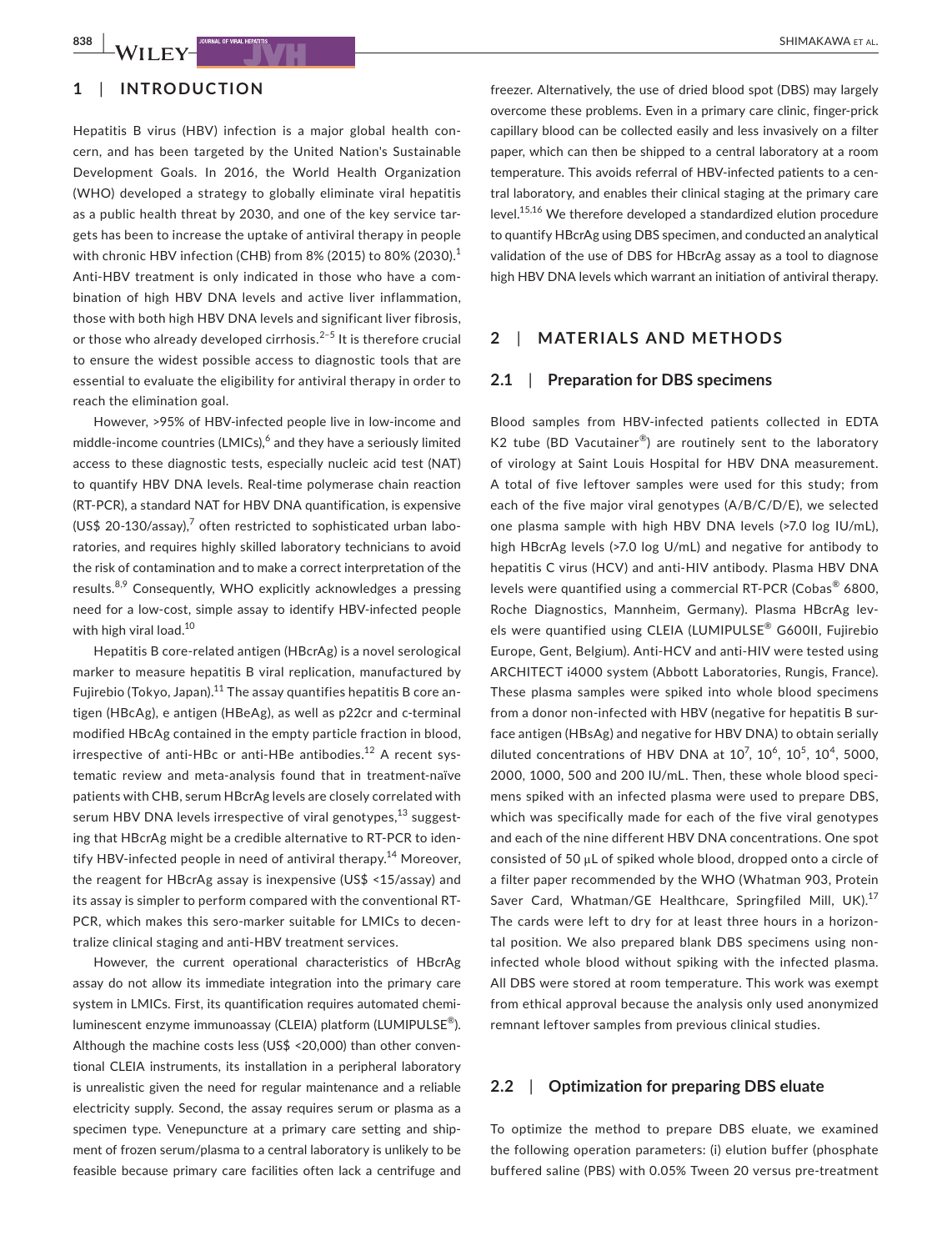## 1 | INTRODUCTION

Hepatitis B virus (HBV) infection is a major global health concern, and has been targeted by the United Nation's Sustainable Development Goals. In 2016, the World Health Organization (WHO) developed a strategy to globally eliminate viral hepatitis as a public health threat by 2030, and one of the key service targets has been to increase the uptake of antiviral therapy in people with chronic HBV infection (CHB) from 8% (2015) to 80% (2030).[1] Anti-HBV treatment is only indicated in those who have a combination of high HBV DNA levels and active liver inflammation, those with both high HBV DNA levels and significant liver fibrosis, or those who already developed cirrhosis.[2–5] It is therefore crucial to ensure the widest possible access to diagnostic tools that are essential to evaluate the eligibility for antiviral therapy in order to reach the elimination goal.

However, >95% of HBV-infected people live in low-income and middle-income countries (LMICs),[6] and they have a seriously limited access to these diagnostic tests, especially nucleic acid test (NAT) to quantify HBV DNA levels. Real-time polymerase chain reaction (RT-PCR), a standard NAT for HBV DNA quantification, is expensive (US$ 20-130/assay),[7] often restricted to sophisticated urban laboratories, and requires highly skilled laboratory technicians to avoid the risk of contamination and to make a correct interpretation of the results.[8,9] Consequently, WHO explicitly acknowledges a pressing need for a low-cost, simple assay to identify HBV-infected people with high viral load.[10]

Hepatitis B core-related antigen (HBcrAg) is a novel serological marker to measure hepatitis B viral replication, manufactured by Fujirebio (Tokyo, Japan).[11] The assay quantifies hepatitis B core antigen (HBcAg), e antigen (HBeAg), as well as p22cr and c-terminal modified HBcAg contained in the empty particle fraction in blood, irrespective of anti-HBc or anti-HBe antibodies.[12] A recent systematic review and meta-analysis found that in treatment-naïve patients with CHB, serum HBcrAg levels are closely correlated with serum HBV DNA levels irrespective of viral genotypes,[13] suggesting that HBcrAg might be a credible alternative to RT-PCR to identify HBV-infected people in need of antiviral therapy.[14] Moreover, the reagent for HBcrAg assay is inexpensive (US$ <15/assay) and its assay is simpler to perform compared with the conventional RT-PCR, which makes this sero-marker suitable for LMICs to decentralize clinical staging and anti-HBV treatment services.

However, the current operational characteristics of HBcrAg assay do not allow its immediate integration into the primary care system in LMICs. First, its quantification requires automated chemiluminescent enzyme immunoassay (CLEIA) platform (LUMIPULSE®). Although the machine costs less (US$ <20,000) than other conventional CLEIA instruments, its installation in a peripheral laboratory is unrealistic given the need for regular maintenance and a reliable electricity supply. Second, the assay requires serum or plasma as a specimen type. Venepuncture at a primary care setting and shipment of frozen serum/plasma to a central laboratory is unlikely to be feasible because primary care facilities often lack a centrifuge and freezer. Alternatively, the use of dried blood spot (DBS) may largely overcome these problems. Even in a primary care clinic, finger-prick capillary blood can be collected easily and less invasively on a filter paper, which can then be shipped to a central laboratory at a room temperature. This avoids referral of HBV-infected patients to a central laboratory, and enables their clinical staging at the primary care level.[15,16] We therefore developed a standardized elution procedure to quantify HBcrAg using DBS specimen, and conducted an analytical validation of the use of DBS for HBcrAg assay as a tool to diagnose high HBV DNA levels which warrant an initiation of antiviral therapy.

## 2 | MATERIALS AND METHODS

### 2.1 | Preparation for DBS specimens

Blood samples from HBV-infected patients collected in EDTA K2 tube (BD Vacutainer®) are routinely sent to the laboratory of virology at Saint Louis Hospital for HBV DNA measurement. A total of five leftover samples were used for this study; from each of the five major viral genotypes (A/B/C/D/E), we selected one plasma sample with high HBV DNA levels (>7.0 log IU/mL), high HBcrAg levels (>7.0 log U/mL) and negative for antibody to hepatitis C virus (HCV) and anti-HIV antibody. Plasma HBV DNA levels were quantified using a commercial RT-PCR (Cobas® 6800, Roche Diagnostics, Mannheim, Germany). Plasma HBcrAg levels were quantified using CLEIA (LUMIPULSE® G600II, Fujirebio Europe, Gent, Belgium). Anti-HCV and anti-HIV were tested using ARCHITECT i4000 system (Abbott Laboratories, Rungis, France). These plasma samples were spiked into whole blood specimens from a donor non-infected with HBV (negative for hepatitis B surface antigen (HBsAg) and negative for HBV DNA) to obtain serially diluted concentrations of HBV DNA at $10^7$, $10^6$, $10^5$, $10^4$, 5000, 2000, 1000, 500 and 200 IU/mL. Then, these whole blood specimens spiked with an infected plasma were used to prepare DBS, which was specifically made for each of the five viral genotypes and each of the nine different HBV DNA concentrations. One spot consisted of 50 μL of spiked whole blood, dropped onto a circle of a filter paper recommended by the WHO (Whatman 903, Protein Saver Card, Whatman/GE Healthcare, Springfiled Mill, UK).[17] The cards were left to dry for at least three hours in a horizontal position. We also prepared blank DBS specimens using non-infected whole blood without spiking with the infected plasma. All DBS were stored at room temperature. This work was exempt from ethical approval because the analysis only used anonymized remnant leftover samples from previous clinical studies.

### 2.2 | Optimization for preparing DBS eluate

To optimize the method to prepare DBS eluate, we examined the following operation parameters: (i) elution buffer (phosphate buffered saline (PBS) with 0.05% Tween 20 versus pre-treatment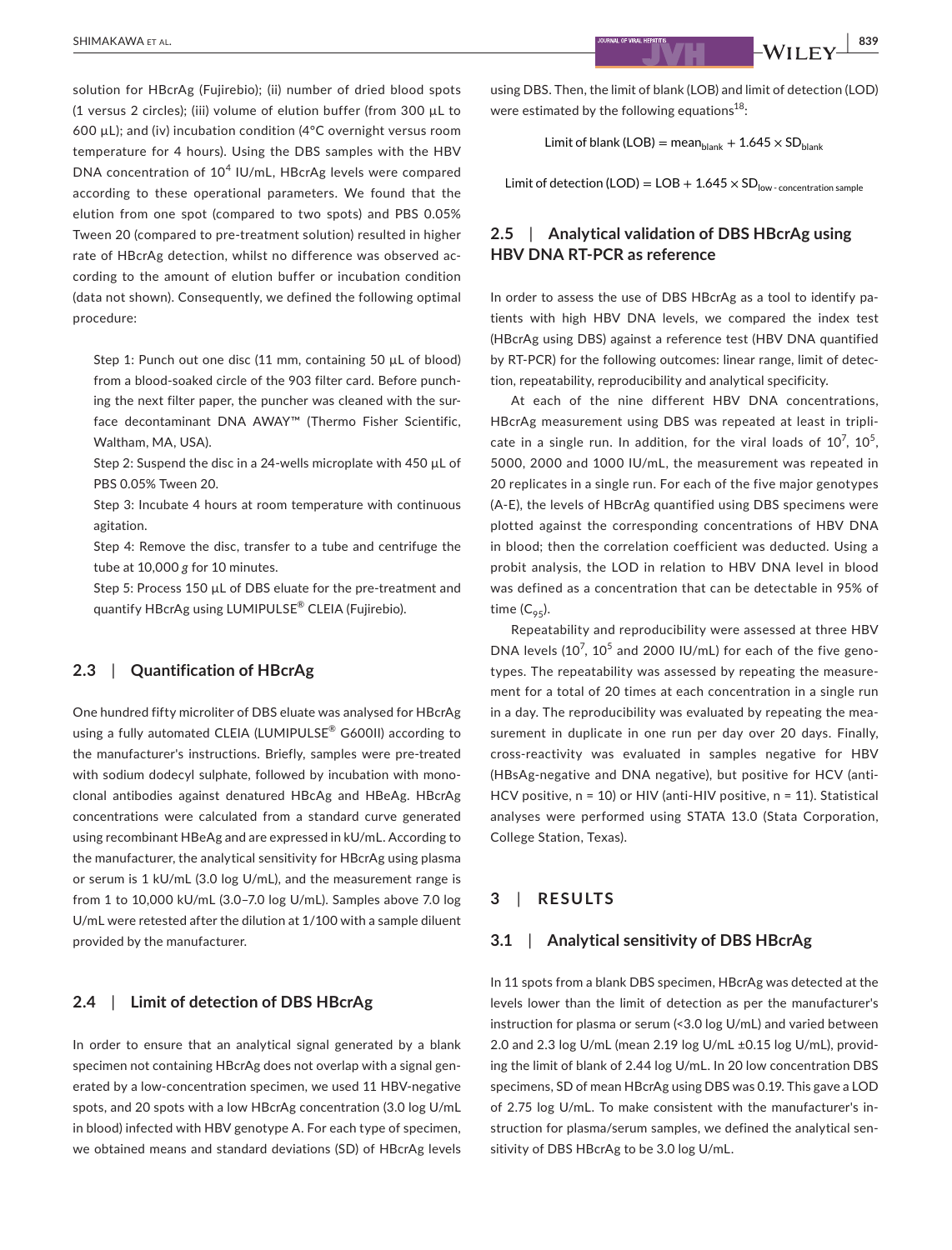solution for HBcrAg (Fujirebio); (ii) number of dried blood spots (1 versus 2 circles); (iii) volume of elution buffer (from 300 µL to 600 µL); and (iv) incubation condition (4°C overnight versus room temperature for 4 hours). Using the DBS samples with the HBV DNA concentration of $10^4$ IU/mL, HBcrAg levels were compared according to these operational parameters. We found that the elution from one spot (compared to two spots) and PBS 0.05% Tween 20 (compared to pre-treatment solution) resulted in higher rate of HBcrAg detection, whilst no difference was observed according to the amount of elution buffer or incubation condition (data not shown). Consequently, we defined the following optimal procedure:

Step 1: Punch out one disc (11 mm, containing 50 µL of blood) from a blood-soaked circle of the 903 filter card. Before punching the next filter paper, the puncher was cleaned with the surface decontaminant DNA AWAY™ (Thermo Fisher Scientific, Waltham, MA, USA).

Step 2: Suspend the disc in a 24-wells microplate with 450 µL of PBS 0.05% Tween 20.

Step 3: Incubate 4 hours at room temperature with continuous agitation.

Step 4: Remove the disc, transfer to a tube and centrifuge the tube at 10,000 *g* for 10 minutes.

Step 5: Process 150 µL of DBS eluate for the pre-treatment and quantify HBcrAg using LUMIPULSE® CLEIA (Fujirebio).

## 2.3 | Quantification of HBcrAg

One hundred fifty microliter of DBS eluate was analysed for HBcrAg using a fully automated CLEIA (LUMIPULSE® G600II) according to the manufacturer's instructions. Briefly, samples were pre-treated with sodium dodecyl sulphate, followed by incubation with monoclonal antibodies against denatured HBcAg and HBeAg. HBcrAg concentrations were calculated from a standard curve generated using recombinant HBeAg and are expressed in kU/mL. According to the manufacturer, the analytical sensitivity for HBcrAg using plasma or serum is 1 kU/mL (3.0 log U/mL), and the measurement range is from 1 to 10,000 kU/mL (3.0–7.0 log U/mL). Samples above 7.0 log U/mL were retested after the dilution at 1/100 with a sample diluent provided by the manufacturer.

## 2.4 | Limit of detection of DBS HBcrAg

In order to ensure that an analytical signal generated by a blank specimen not containing HBcrAg does not overlap with a signal generated by a low-concentration specimen, we used 11 HBV-negative spots, and 20 spots with a low HBcrAg concentration (3.0 log U/mL in blood) infected with HBV genotype A. For each type of specimen, we obtained means and standard deviations (SD) of HBcrAg levels using DBS. Then, the limit of blank (LOB) and limit of detection (LOD) were estimated by the following equations[18]:

$$\text{Limit of blank (LOB)} = \text{mean}_{\text{blank}} + 1.645 \times \text{SD}_{\text{blank}}$$

$$\text{Limit of detection (LOD)} = \text{LOB} + 1.645 \times \text{SD}_{\text{low - concentration sample}}$$

## 2.5 | Analytical validation of DBS HBcrAg using HBV DNA RT-PCR as reference

In order to assess the use of DBS HBcrAg as a tool to identify patients with high HBV DNA levels, we compared the index test (HBcrAg using DBS) against a reference test (HBV DNA quantified by RT-PCR) for the following outcomes: linear range, limit of detection, repeatability, reproducibility and analytical specificity.

At each of the nine different HBV DNA concentrations, HBcrAg measurement using DBS was repeated at least in triplicate in a single run. In addition, for the viral loads of $10^7$, $10^5$, 5000, 2000 and 1000 IU/mL, the measurement was repeated in 20 replicates in a single run. For each of the five major genotypes (A-E), the levels of HBcrAg quantified using DBS specimens were plotted against the corresponding concentrations of HBV DNA in blood; then the correlation coefficient was deducted. Using a probit analysis, the LOD in relation to HBV DNA level in blood was defined as a concentration that can be detectable in 95% of time ($C_{95}$).

Repeatability and reproducibility were assessed at three HBV DNA levels ($10^7$, $10^5$ and 2000 IU/mL) for each of the five genotypes. The repeatability was assessed by repeating the measurement for a total of 20 times at each concentration in a single run in a day. The reproducibility was evaluated by repeating the measurement in duplicate in one run per day over 20 days. Finally, cross-reactivity was evaluated in samples negative for HBV (HBsAg-negative and DNA negative), but positive for HCV (anti-HCV positive, n = 10) or HIV (anti-HIV positive, n = 11). Statistical analyses were performed using STATA 13.0 (Stata Corporation, College Station, Texas).

# 3 | RESULTS

## 3.1 | Analytical sensitivity of DBS HBcrAg

In 11 spots from a blank DBS specimen, HBcrAg was detected at the levels lower than the limit of detection as per the manufacturer's instruction for plasma or serum (<3.0 log U/mL) and varied between 2.0 and 2.3 log U/mL (mean 2.19 log U/mL ±0.15 log U/mL), providing the limit of blank of 2.44 log U/mL. In 20 low concentration DBS specimens, SD of mean HBcrAg using DBS was 0.19. This gave a LOD of 2.75 log U/mL. To make consistent with the manufacturer's instruction for plasma/serum samples, we defined the analytical sensitivity of DBS HBcrAg to be 3.0 log U/mL.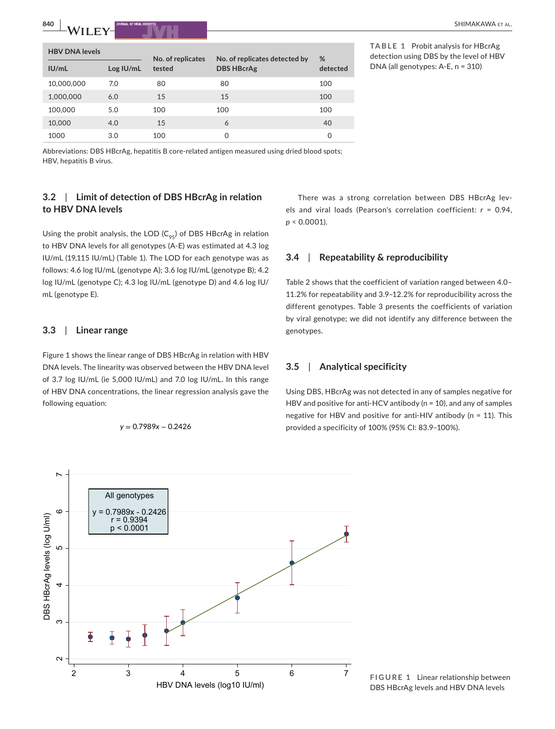**TABLE 1** Probit analysis for HBcrAg detection using DBS by the level of HBV DNA (all genotypes: A-E, n = 310)

| HBV DNA levels | | No. of replicates tested | No. of replicates detected by DBS HBcrAg | % detected |
|---|---|---|---|---|
| IU/mL | Log IU/mL | | | |
| 10,000,000 | 7.0 | 80 | 80 | 100 |
| 1,000,000 | 6.0 | 15 | 15 | 100 |
| 100,000 | 5.0 | 100 | 100 | 100 |
| 10,000 | 4.0 | 15 | 6 | 40 |
| 1000 | 3.0 | 100 | 0 | 0 |

Abbreviations: DBS HBcrAg, hepatitis B core-related antigen measured using dried blood spots; HBV, hepatitis B virus.

### 3.2 | Limit of detection of DBS HBcrAg in relation to HBV DNA levels

Using the probit analysis, the LOD ($C_{95}$) of DBS HBcrAg in relation to HBV DNA levels for all genotypes (A-E) was estimated at 4.3 log IU/mL (19,115 IU/mL) (Table 1). The LOD for each genotype was as follows: 4.6 log IU/mL (genotype A); 3.6 log IU/mL (genotype B); 4.2 log IU/mL (genotype C); 4.3 log IU/mL (genotype D) and 4.6 log IU/mL (genotype E).

### 3.3 | Linear range

Figure 1 shows the linear range of DBS HBcrAg in relation with HBV DNA levels. The linearity was observed between the HBV DNA level of 3.7 log IU/mL (ie 5,000 IU/mL) and 7.0 log IU/mL. In this range of HBV DNA concentrations, the linear regression analysis gave the following equation:

$$y = 0.7989x - 0.2426$$

There was a strong correlation between DBS HBcrAg levels and viral loads (Pearson's correlation coefficient: $r = 0.94$, $p < 0.0001$).

### 3.4 | Repeatability & reproducibility

Table 2 shows that the coefficient of variation ranged between 4.0–11.2% for repeatability and 3.9–12.2% for reproducibility across the different genotypes. Table 3 presents the coefficients of variation by viral genotype; we did not identify any difference between the genotypes.

### 3.5 | Analytical specificity

Using DBS, HBcrAg was not detected in any of samples negative for HBV and positive for anti-HCV antibody (n = 10), and any of samples negative for HBV and positive for anti-HIV antibody (n = 11). This provided a specificity of 100% (95% CI: 83.9–100%).

**FIGURE 1** Linear relationship between DBS HBcrAg levels and HBV DNA levels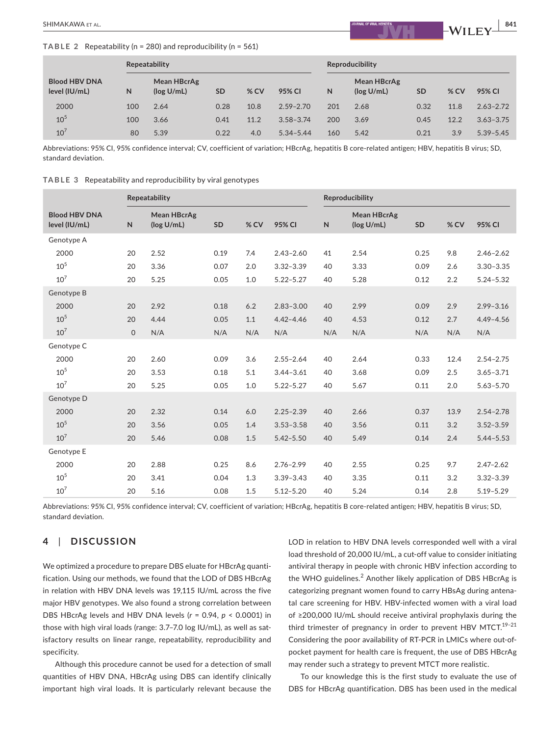**TABLE 2** Repeatability (n = 280) and reproducibility (n = 561)

| Blood HBV DNA level (IU/mL) | Repeatability | | | | | Reproducibility | | | | |
|---|---|---|---|---|---|---|---|---|---|---|
| | N | Mean HBcrAg (log U/mL) | SD | % CV | 95% CI | N | Mean HBcrAg (log U/mL) | SD | % CV | 95% CI |
| 2000 | 100 | 2.64 | 0.28 | 10.8 | 2.59–2.70 | 201 | 2.68 | 0.32 | 11.8 | 2.63–2.72 |
| $10^5$ | 100 | 3.66 | 0.41 | 11.2 | 3.58–3.74 | 200 | 3.69 | 0.45 | 12.2 | 3.63–3.75 |
| $10^7$ | 80 | 5.39 | 0.22 | 4.0 | 5.34–5.44 | 160 | 5.42 | 0.21 | 3.9 | 5.39–5.45 |

Abbreviations: 95% CI, 95% confidence interval; CV, coefficient of variation; HBcrAg, hepatitis B core-related antigen; HBV, hepatitis B virus; SD, standard deviation.

**TABLE 3** Repeatability and reproducibility by viral genotypes

| Blood HBV DNA level (IU/mL) | Repeatability | | | | | Reproducibility | | | | |
|---|---|---|---|---|---|---|---|---|---|---|
| | N | Mean HBcrAg (log U/mL) | SD | % CV | 95% CI | N | Mean HBcrAg (log U/mL) | SD | % CV | 95% CI |
| Genotype A | | | | | | | | | | |
| 2000 | 20 | 2.52 | 0.19 | 7.4 | 2.43–2.60 | 41 | 2.54 | 0.25 | 9.8 | 2.46–2.62 |
| $10^5$ | 20 | 3.36 | 0.07 | 2.0 | 3.32–3.39 | 40 | 3.33 | 0.09 | 2.6 | 3.30–3.35 |
| $10^7$ | 20 | 5.25 | 0.05 | 1.0 | 5.22–5.27 | 40 | 5.28 | 0.12 | 2.2 | 5.24–5.32 |
| Genotype B | | | | | | | | | | |
| 2000 | 20 | 2.92 | 0.18 | 6.2 | 2.83–3.00 | 40 | 2.99 | 0.09 | 2.9 | 2.99–3.16 |
| $10^5$ | 20 | 4.44 | 0.05 | 1.1 | 4.42–4.46 | 40 | 4.53 | 0.12 | 2.7 | 4.49–4.56 |
| $10^7$ | 0 | N/A | N/A | N/A | N/A | N/A | N/A | N/A | N/A | N/A |
| Genotype C | | | | | | | | | | |
| 2000 | 20 | 2.60 | 0.09 | 3.6 | 2.55–2.64 | 40 | 2.64 | 0.33 | 12.4 | 2.54–2.75 |
| $10^5$ | 20 | 3.53 | 0.18 | 5.1 | 3.44–3.61 | 40 | 3.68 | 0.09 | 2.5 | 3.65–3.71 |
| $10^7$ | 20 | 5.25 | 0.05 | 1.0 | 5.22–5.27 | 40 | 5.67 | 0.11 | 2.0 | 5.63–5.70 |
| Genotype D | | | | | | | | | | |
| 2000 | 20 | 2.32 | 0.14 | 6.0 | 2.25–2.39 | 40 | 2.66 | 0.37 | 13.9 | 2.54–2.78 |
| $10^5$ | 20 | 3.56 | 0.05 | 1.4 | 3.53–3.58 | 40 | 3.56 | 0.11 | 3.2 | 3.52–3.59 |
| $10^7$ | 20 | 5.46 | 0.08 | 1.5 | 5.42–5.50 | 40 | 5.49 | 0.14 | 2.4 | 5.44–5.53 |
| Genotype E | | | | | | | | | | |
| 2000 | 20 | 2.88 | 0.25 | 8.6 | 2.76–2.99 | 40 | 2.55 | 0.25 | 9.7 | 2.47–2.62 |
| $10^5$ | 20 | 3.41 | 0.04 | 1.3 | 3.39–3.43 | 40 | 3.35 | 0.11 | 3.2 | 3.32–3.39 |
| $10^7$ | 20 | 5.16 | 0.08 | 1.5 | 5.12–5.20 | 40 | 5.24 | 0.14 | 2.8 | 5.19–5.29 |

Abbreviations: 95% CI, 95% confidence interval; CV, coefficient of variation; HBcrAg, hepatitis B core-related antigen; HBV, hepatitis B virus; SD, standard deviation.

## 4 | DISCUSSION

We optimized a procedure to prepare DBS eluate for HBcrAg quantification. Using our methods, we found that the LOD of DBS HBcrAg in relation with HBV DNA levels was 19,115 IU/mL across the five major HBV genotypes. We also found a strong correlation between DBS HBcrAg levels and HBV DNA levels ($r = 0.94$, $p < 0.0001$) in those with high viral loads (range: 3.7–7.0 log IU/mL), as well as satisfactory results on linear range, repeatability, reproducibility and specificity.

Although this procedure cannot be used for a detection of small quantities of HBV DNA, HBcrAg using DBS can identify clinically important high viral loads. It is particularly relevant because the LOD in relation to HBV DNA levels corresponded well with a viral load threshold of 20,000 IU/mL, a cut-off value to consider initiating antiviral therapy in people with chronic HBV infection according to the WHO guidelines.[2] Another likely application of DBS HBcrAg is categorizing pregnant women found to carry HBsAg during antenatal care screening for HBV. HBV-infected women with a viral load of ≥200,000 IU/mL should receive antiviral prophylaxis during the third trimester of pregnancy in order to prevent HBV MTCT.[19–21] Considering the poor availability of RT-PCR in LMICs where out-of-pocket payment for health care is frequent, the use of DBS HBcrAg may render such a strategy to prevent MTCT more realistic.

To our knowledge this is the first study to evaluate the use of DBS for HBcrAg quantification. DBS has been used in the medical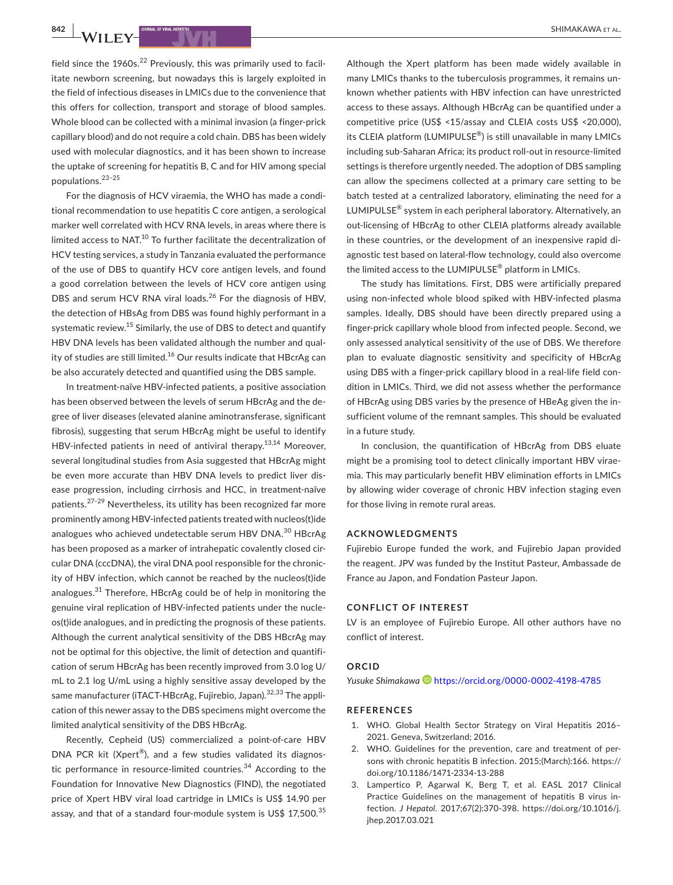field since the 1960s.[22] Previously, this was primarily used to facilitate newborn screening, but nowadays this is largely exploited in the field of infectious diseases in LMICs due to the convenience that this offers for collection, transport and storage of blood samples. Whole blood can be collected with a minimal invasion (a finger-prick capillary blood) and do not require a cold chain. DBS has been widely used with molecular diagnostics, and it has been shown to increase the uptake of screening for hepatitis B, C and for HIV among special populations.[23–25]

For the diagnosis of HCV viraemia, the WHO has made a conditional recommendation to use hepatitis C core antigen, a serological marker well correlated with HCV RNA levels, in areas where there is limited access to NAT.[10] To further facilitate the decentralization of HCV testing services, a study in Tanzania evaluated the performance of the use of DBS to quantify HCV core antigen levels, and found a good correlation between the levels of HCV core antigen using DBS and serum HCV RNA viral loads.[26] For the diagnosis of HBV, the detection of HBsAg from DBS was found highly performant in a systematic review.[15] Similarly, the use of DBS to detect and quantify HBV DNA levels has been validated although the number and quality of studies are still limited.[16] Our results indicate that HBcrAg can be also accurately detected and quantified using the DBS sample.

In treatment-naïve HBV-infected patients, a positive association has been observed between the levels of serum HBcrAg and the degree of liver diseases (elevated alanine aminotransferase, significant fibrosis), suggesting that serum HBcrAg might be useful to identify HBV-infected patients in need of antiviral therapy.[13,14] Moreover, several longitudinal studies from Asia suggested that HBcrAg might be even more accurate than HBV DNA levels to predict liver disease progression, including cirrhosis and HCC, in treatment-naïve patients.[27–29] Nevertheless, its utility has been recognized far more prominently among HBV-infected patients treated with nucleos(t)ide analogues who achieved undetectable serum HBV DNA.[30] HBcrAg has been proposed as a marker of intrahepatic covalently closed circular DNA (cccDNA), the viral DNA pool responsible for the chronicity of HBV infection, which cannot be reached by the nucleos(t)ide analogues.[31] Therefore, HBcrAg could be of help in monitoring the genuine viral replication of HBV-infected patients under the nucleos(t)ide analogues, and in predicting the prognosis of these patients. Although the current analytical sensitivity of the DBS HBcrAg may not be optimal for this objective, the limit of detection and quantification of serum HBcrAg has been recently improved from 3.0 log U/mL to 2.1 log U/mL using a highly sensitive assay developed by the same manufacturer (iTACT-HBcrAg, Fujirebio, Japan).[32,33] The application of this newer assay to the DBS specimens might overcome the limited analytical sensitivity of the DBS HBcrAg.

Recently, Cepheid (US) commercialized a point-of-care HBV DNA PCR kit (Xpert®), and a few studies validated its diagnostic performance in resource-limited countries.[34] According to the Foundation for Innovative New Diagnostics (FIND), the negotiated price of Xpert HBV viral load cartridge in LMICs is US$ 14.90 per assay, and that of a standard four-module system is US$ 17,500.[35] Although the Xpert platform has been made widely available in many LMICs thanks to the tuberculosis programmes, it remains unknown whether patients with HBV infection can have unrestricted access to these assays. Although HBcrAg can be quantified under a competitive price (US$ <15/assay and CLEIA costs US$ <20,000), its CLEIA platform (LUMIPULSE®) is still unavailable in many LMICs including sub-Saharan Africa; its product roll-out in resource-limited settings is therefore urgently needed. The adoption of DBS sampling can allow the specimens collected at a primary care setting to be batch tested at a centralized laboratory, eliminating the need for a LUMIPULSE® system in each peripheral laboratory. Alternatively, an out-licensing of HBcrAg to other CLEIA platforms already available in these countries, or the development of an inexpensive rapid diagnostic test based on lateral-flow technology, could also overcome the limited access to the LUMIPULSE® platform in LMICs.

The study has limitations. First, DBS were artificially prepared using non-infected whole blood spiked with HBV-infected plasma samples. Ideally, DBS should have been directly prepared using a finger-prick capillary whole blood from infected people. Second, we only assessed analytical sensitivity of the use of DBS. We therefore plan to evaluate diagnostic sensitivity and specificity of HBcrAg using DBS with a finger-prick capillary blood in a real-life field condition in LMICs. Third, we did not assess whether the performance of HBcrAg using DBS varies by the presence of HBeAg given the insufficient volume of the remnant samples. This should be evaluated in a future study.

In conclusion, the quantification of HBcrAg from DBS eluate might be a promising tool to detect clinically important HBV viraemia. This may particularly benefit HBV elimination efforts in LMICs by allowing wider coverage of chronic HBV infection staging even for those living in remote rural areas.

## ACKNOWLEDGMENTS

Fujirebio Europe funded the work, and Fujirebio Japan provided the reagent. JPV was funded by the Institut Pasteur, Ambassade de France au Japon, and Fondation Pasteur Japon.

## CONFLICT OF INTEREST

LV is an employee of Fujirebio Europe. All other authors have no conflict of interest.

## ORCID

*Yusuke Shimakawa* https://orcid.org/0000-0002-4198-4785

## REFERENCES

1. WHO. Global Health Sector Strategy on Viral Hepatitis 2016–2021. Geneva, Switzerland; 2016.
2. WHO. Guidelines for the prevention, care and treatment of persons with chronic hepatitis B infection. 2015;(March):166. https://doi.org/10.1186/1471-2334-13-288
3. Lampertico P, Agarwal K, Berg T, et al. EASL 2017 Clinical Practice Guidelines on the management of hepatitis B virus infection. *J Hepatol.* 2017;67(2):370-398. https://doi.org/10.1016/j.jhep.2017.03.021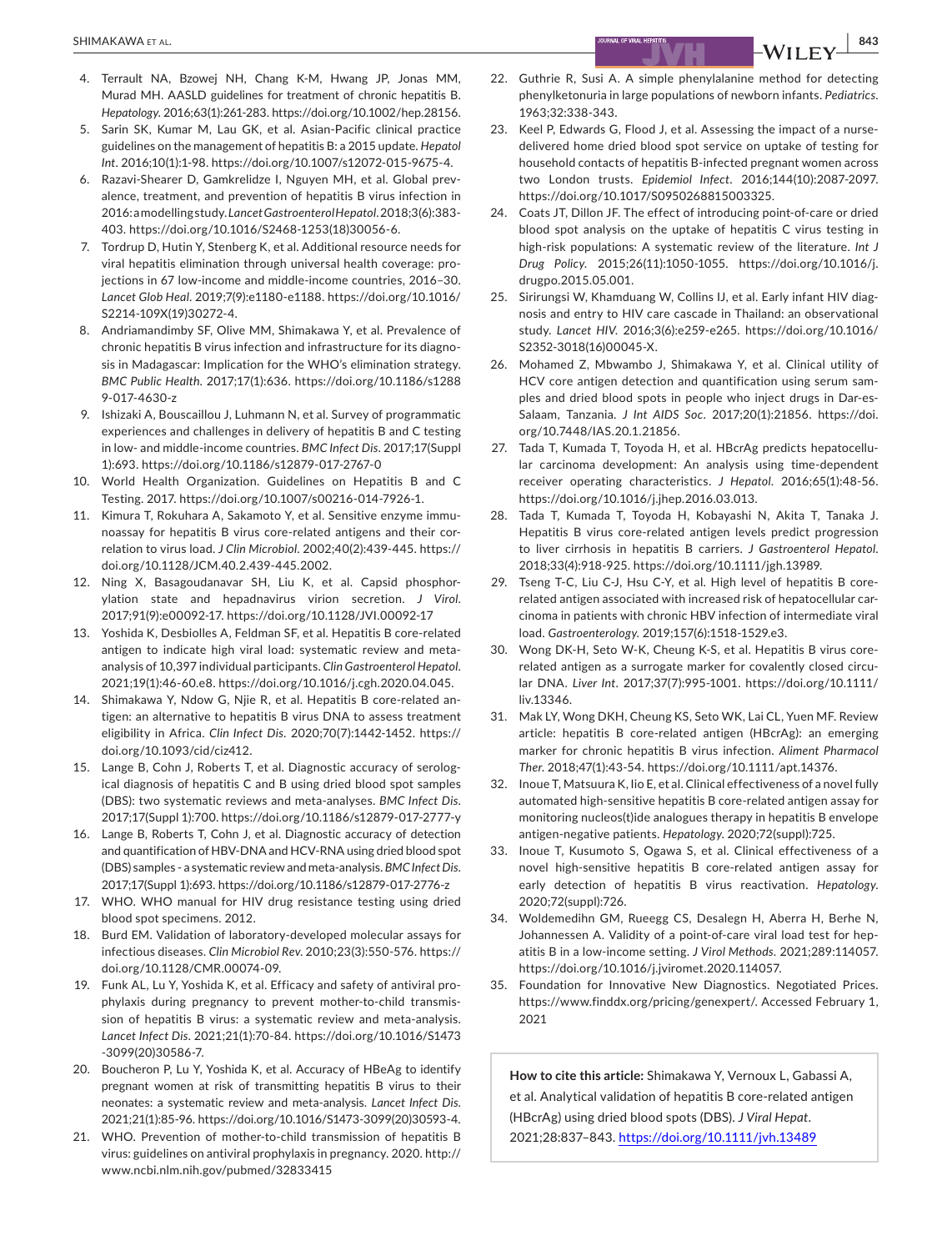4. Terrault NA, Bzowej NH, Chang K-M, Hwang JP, Jonas MM, Murad MH. AASLD guidelines for treatment of chronic hepatitis B. *Hepatology*. 2016;63(1):261-283. https://doi.org/10.1002/hep.28156.
5. Sarin SK, Kumar M, Lau GK, et al. Asian-Pacific clinical practice guidelines on the management of hepatitis B: a 2015 update. *Hepatol Int*. 2016;10(1):1-98. https://doi.org/10.1007/s12072-015-9675-4.
6. Razavi-Shearer D, Gamkrelidze I, Nguyen MH, et al. Global prevalence, treatment, and prevention of hepatitis B virus infection in 2016: a modelling study. *Lancet Gastroenterol Hepatol*. 2018;3(6):383-403. https://doi.org/10.1016/S2468-1253(18)30056-6.
7. Tordrup D, Hutin Y, Stenberg K, et al. Additional resource needs for viral hepatitis elimination through universal health coverage: projections in 67 low-income and middle-income countries, 2016–30. *Lancet Glob Heal*. 2019;7(9):e1180-e1188. https://doi.org/10.1016/S2214-109X(19)30272-4.
8. Andriamandimby SF, Olive MM, Shimakawa Y, et al. Prevalence of chronic hepatitis B virus infection and infrastructure for its diagnosis in Madagascar: Implication for the WHO's elimination strategy. *BMC Public Health*. 2017;17(1):636. https://doi.org/10.1186/s12889-017-4630-z
9. Ishizaki A, Bouscaillou J, Luhmann N, et al. Survey of programmatic experiences and challenges in delivery of hepatitis B and C testing in low- and middle-income countries. *BMC Infect Dis*. 2017;17(Suppl 1):693. https://doi.org/10.1186/s12879-017-2767-0
10. World Health Organization. Guidelines on Hepatitis B and C Testing. 2017. https://doi.org/10.1007/s00216-014-7926-1.
11. Kimura T, Rokuhara A, Sakamoto Y, et al. Sensitive enzyme immunoassay for hepatitis B virus core-related antigens and their correlation to virus load. *J Clin Microbiol*. 2002;40(2):439-445. https://doi.org/10.1128/JCM.40.2.439-445.2002.
12. Ning X, Basagoudanavar SH, Liu K, et al. Capsid phosphorylation state and hepadnavirus virion secretion. *J Virol*. 2017;91(9):e00092-17. https://doi.org/10.1128/JVI.00092-17
13. Yoshida K, Desbiolles A, Feldman SF, et al. Hepatitis B core-related antigen to indicate high viral load: systematic review and meta-analysis of 10,397 individual participants. *Clin Gastroenterol Hepatol*. 2021;19(1):46-60.e8. https://doi.org/10.1016/j.cgh.2020.04.045.
14. Shimakawa Y, Ndow G, Njie R, et al. Hepatitis B core-related antigen: an alternative to hepatitis B virus DNA to assess treatment eligibility in Africa. *Clin Infect Dis*. 2020;70(7):1442-1452. https://doi.org/10.1093/cid/ciz412.
15. Lange B, Cohn J, Roberts T, et al. Diagnostic accuracy of serological diagnosis of hepatitis C and B using dried blood spot samples (DBS): two systematic reviews and meta-analyses. *BMC Infect Dis*. 2017;17(Suppl 1):700. https://doi.org/10.1186/s12879-017-2777-y
16. Lange B, Roberts T, Cohn J, et al. Diagnostic accuracy of detection and quantification of HBV-DNA and HCV-RNA using dried blood spot (DBS) samples - a systematic review and meta-analysis. *BMC Infect Dis*. 2017;17(Suppl 1):693. https://doi.org/10.1186/s12879-017-2776-z
17. WHO. WHO manual for HIV drug resistance testing using dried blood spot specimens. 2012.
18. Burd EM. Validation of laboratory-developed molecular assays for infectious diseases. *Clin Microbiol Rev*. 2010;23(3):550-576. https://doi.org/10.1128/CMR.00074-09.
19. Funk AL, Lu Y, Yoshida K, et al. Efficacy and safety of antiviral prophylaxis during pregnancy to prevent mother-to-child transmission of hepatitis B virus: a systematic review and meta-analysis. *Lancet Infect Dis*. 2021;21(1):70-84. https://doi.org/10.1016/S1473-3099(20)30586-7.
20. Boucheron P, Lu Y, Yoshida K, et al. Accuracy of HBeAg to identify pregnant women at risk of transmitting hepatitis B virus to their neonates: a systematic review and meta-analysis. *Lancet Infect Dis*. 2021;21(1):85-96. https://doi.org/10.1016/S1473-3099(20)30593-4.
21. WHO. Prevention of mother-to-child transmission of hepatitis B virus: guidelines on antiviral prophylaxis in pregnancy. 2020. http://www.ncbi.nlm.nih.gov/pubmed/32833415
22. Guthrie R, Susi A. A simple phenylalanine method for detecting phenylketonuria in large populations of newborn infants. *Pediatrics*. 1963;32:338-343.
23. Keel P, Edwards G, Flood J, et al. Assessing the impact of a nurse-delivered home dried blood spot service on uptake of testing for household contacts of hepatitis B-infected pregnant women across two London trusts. *Epidemiol Infect*. 2016;144(10):2087-2097. https://doi.org/10.1017/S0950268815003325.
24. Coats JT, Dillon JF. The effect of introducing point-of-care or dried blood spot analysis on the uptake of hepatitis C virus testing in high-risk populations: A systematic review of the literature. *Int J Drug Policy*. 2015;26(11):1050-1055. https://doi.org/10.1016/j.drugpo.2015.05.001.
25. Sirirungsi W, Khamduang W, Collins IJ, et al. Early infant HIV diagnosis and entry to HIV care cascade in Thailand: an observational study. *Lancet HIV*. 2016;3(6):e259-e265. https://doi.org/10.1016/S2352-3018(16)00045-X.
26. Mohamed Z, Mbwambo J, Shimakawa Y, et al. Clinical utility of HCV core antigen detection and quantification using serum samples and dried blood spots in people who inject drugs in Dar-es-Salaam, Tanzania. *J Int AIDS Soc*. 2017;20(1):21856. https://doi.org/10.7448/IAS.20.1.21856.
27. Tada T, Kumada T, Toyoda H, et al. HBcrAg predicts hepatocellular carcinoma development: An analysis using time-dependent receiver operating characteristics. *J Hepatol*. 2016;65(1):48-56. https://doi.org/10.1016/j.jhep.2016.03.013.
28. Tada T, Kumada T, Toyoda H, Kobayashi N, Akita T, Tanaka J. Hepatitis B virus core-related antigen levels predict progression to liver cirrhosis in hepatitis B carriers. *J Gastroenterol Hepatol*. 2018;33(4):918-925. https://doi.org/10.1111/jgh.13989.
29. Tseng T-C, Liu C-J, Hsu C-Y, et al. High level of hepatitis B core-related antigen associated with increased risk of hepatocellular carcinoma in patients with chronic HBV infection of intermediate viral load. *Gastroenterology*. 2019;157(6):1518-1529.e3.
30. Wong DK-H, Seto W-K, Cheung K-S, et al. Hepatitis B virus core-related antigen as a surrogate marker for covalently closed circular DNA. *Liver Int*. 2017;37(7):995-1001. https://doi.org/10.1111/liv.13346.
31. Mak LY, Wong DKH, Cheung KS, Seto WK, Lai CL, Yuen MF. Review article: hepatitis B core-related antigen (HBcrAg): an emerging marker for chronic hepatitis B virus infection. *Aliment Pharmacol Ther*. 2018;47(1):43-54. https://doi.org/10.1111/apt.14376.
32. Inoue T, Matsuura K, Iio E, et al. Clinical effectiveness of a novel fully automated high-sensitive hepatitis B core-related antigen assay for monitoring nucleos(t)ide analogues therapy in hepatitis B envelope antigen-negative patients. *Hepatology*. 2020;72(suppl):725.
33. Inoue T, Kusumoto S, Ogawa S, et al. Clinical effectiveness of a novel high-sensitive hepatitis B core-related antigen assay for early detection of hepatitis B virus reactivation. *Hepatology*. 2020;72(suppl):726.
34. Woldemedihn GM, Rueegg CS, Desalegn H, Aberra H, Berhe N, Johannessen A. Validity of a point-of-care viral load test for hepatitis B in a low-income setting. *J Virol Methods*. 2021;289:114057. https://doi.org/10.1016/j.jviromet.2020.114057.
35. Foundation for Innovative New Diagnostics. Negotiated Prices. https://www.finddx.org/pricing/genexpert/. Accessed February 1, 2021

**How to cite this article:** Shimakawa Y, Vernoux L, Gabassi A, et al. Analytical validation of hepatitis B core-related antigen (HBcrAg) using dried blood spots (DBS). *J Viral Hepat*. 2021;28:837–843. https://doi.org/10.1111/jvh.13489